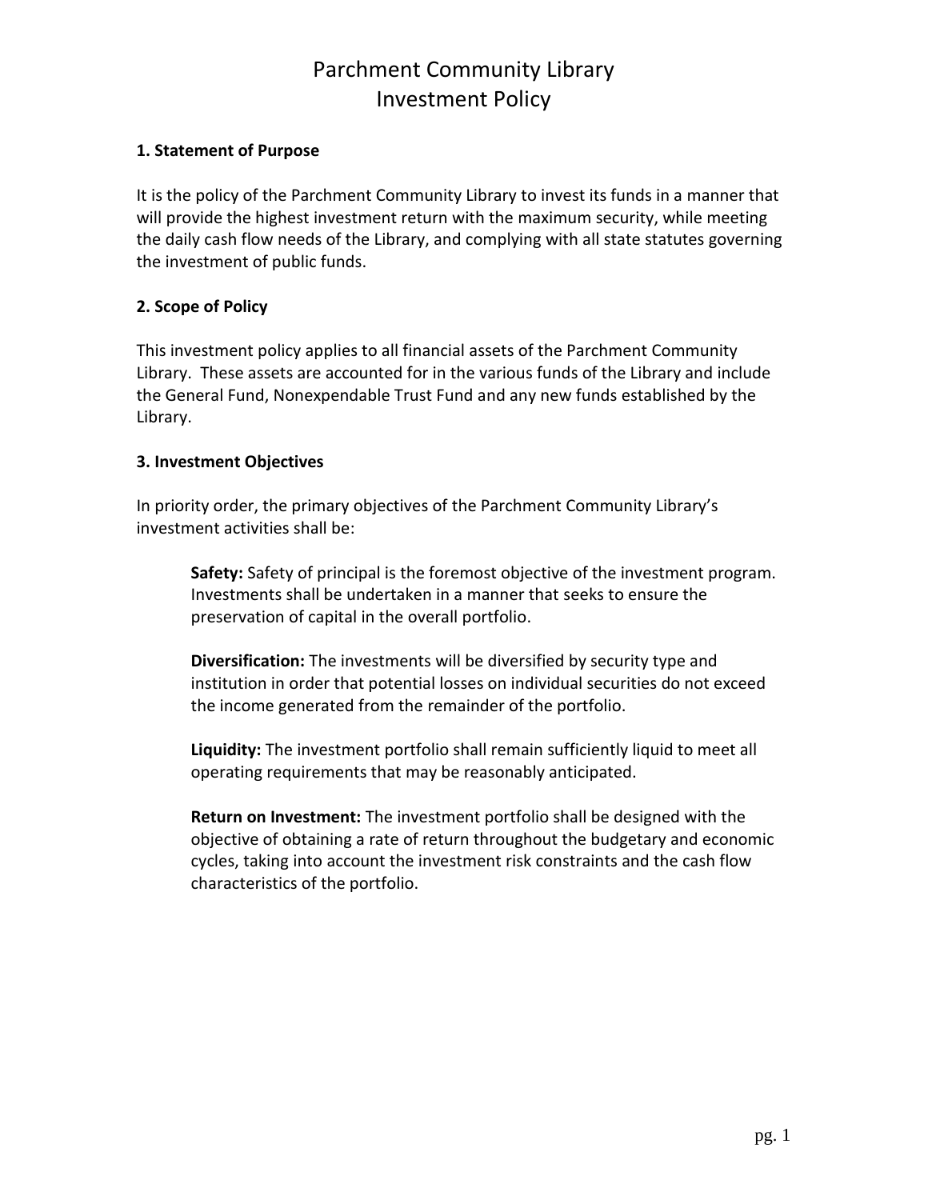# Parchment Community Library
# Investment Policy

### 1. Statement of Purpose

It is the policy of the Parchment Community Library to invest its funds in a manner that will provide the highest investment return with the maximum security, while meeting the daily cash flow needs of the Library, and complying with all state statutes governing the investment of public funds.

### 2. Scope of Policy

This investment policy applies to all financial assets of the Parchment Community Library. These assets are accounted for in the various funds of the Library and include the General Fund, Nonexpendable Trust Fund and any new funds established by the Library.

### 3. Investment Objectives

In priority order, the primary objectives of the Parchment Community Library's investment activities shall be:

**Safety:** Safety of principal is the foremost objective of the investment program. Investments shall be undertaken in a manner that seeks to ensure the preservation of capital in the overall portfolio.

**Diversification:** The investments will be diversified by security type and institution in order that potential losses on individual securities do not exceed the income generated from the remainder of the portfolio.

**Liquidity:** The investment portfolio shall remain sufficiently liquid to meet all operating requirements that may be reasonably anticipated.

**Return on Investment:** The investment portfolio shall be designed with the objective of obtaining a rate of return throughout the budgetary and economic cycles, taking into account the investment risk constraints and the cash flow characteristics of the portfolio.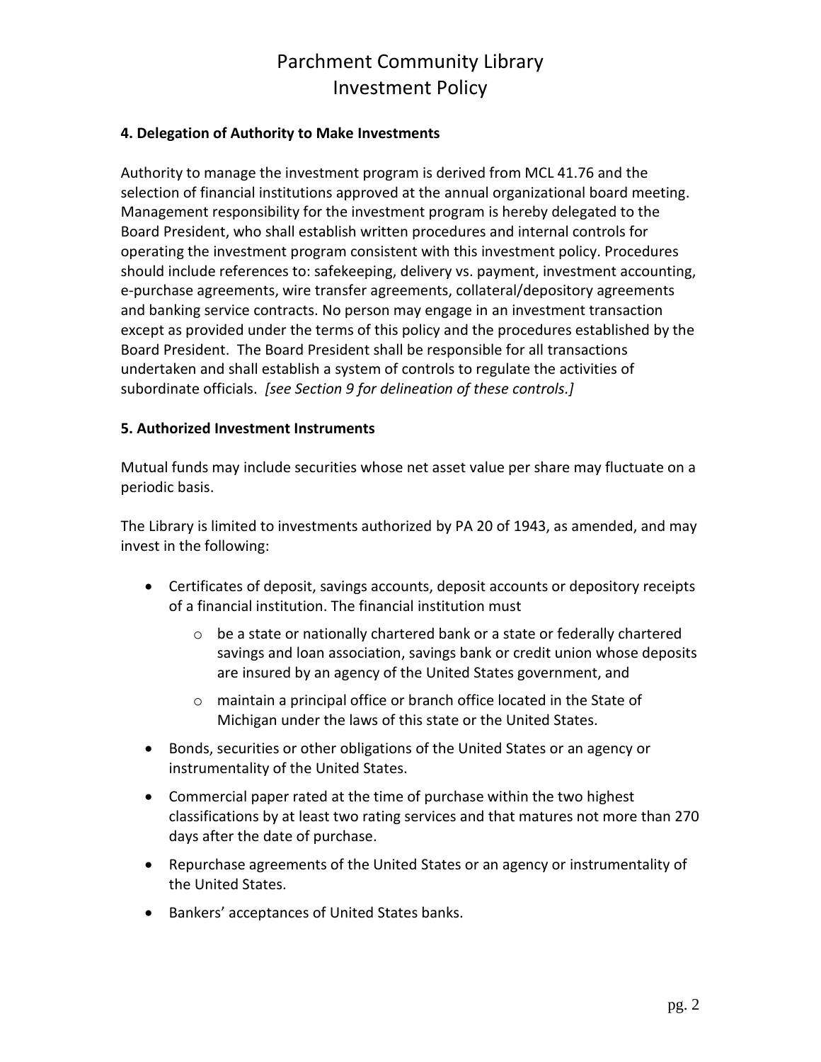**4. Delegation of Authority to Make Investments**

Authority to manage the investment program is derived from MCL 41.76 and the selection of financial institutions approved at the annual organizational board meeting. Management responsibility for the investment program is hereby delegated to the Board President, who shall establish written procedures and internal controls for operating the investment program consistent with this investment policy. Procedures should include references to: safekeeping, delivery vs. payment, investment accounting, e-purchase agreements, wire transfer agreements, collateral/depository agreements and banking service contracts. No person may engage in an investment transaction except as provided under the terms of this policy and the procedures established by the Board President. The Board President shall be responsible for all transactions undertaken and shall establish a system of controls to regulate the activities of subordinate officials. *[see Section 9 for delineation of these controls.]*

**5. Authorized Investment Instruments**

Mutual funds may include securities whose net asset value per share may fluctuate on a periodic basis.

The Library is limited to investments authorized by PA 20 of 1943, as amended, and may invest in the following:

- Certificates of deposit, savings accounts, deposit accounts or depository receipts of a financial institution. The financial institution must
    - be a state or nationally chartered bank or a state or federally chartered savings and loan association, savings bank or credit union whose deposits are insured by an agency of the United States government, and
    - maintain a principal office or branch office located in the State of Michigan under the laws of this state or the United States.
- Bonds, securities or other obligations of the United States or an agency or instrumentality of the United States.
- Commercial paper rated at the time of purchase within the two highest classifications by at least two rating services and that matures not more than 270 days after the date of purchase.
- Repurchase agreements of the United States or an agency or instrumentality of the United States.
- Bankers' acceptances of United States banks.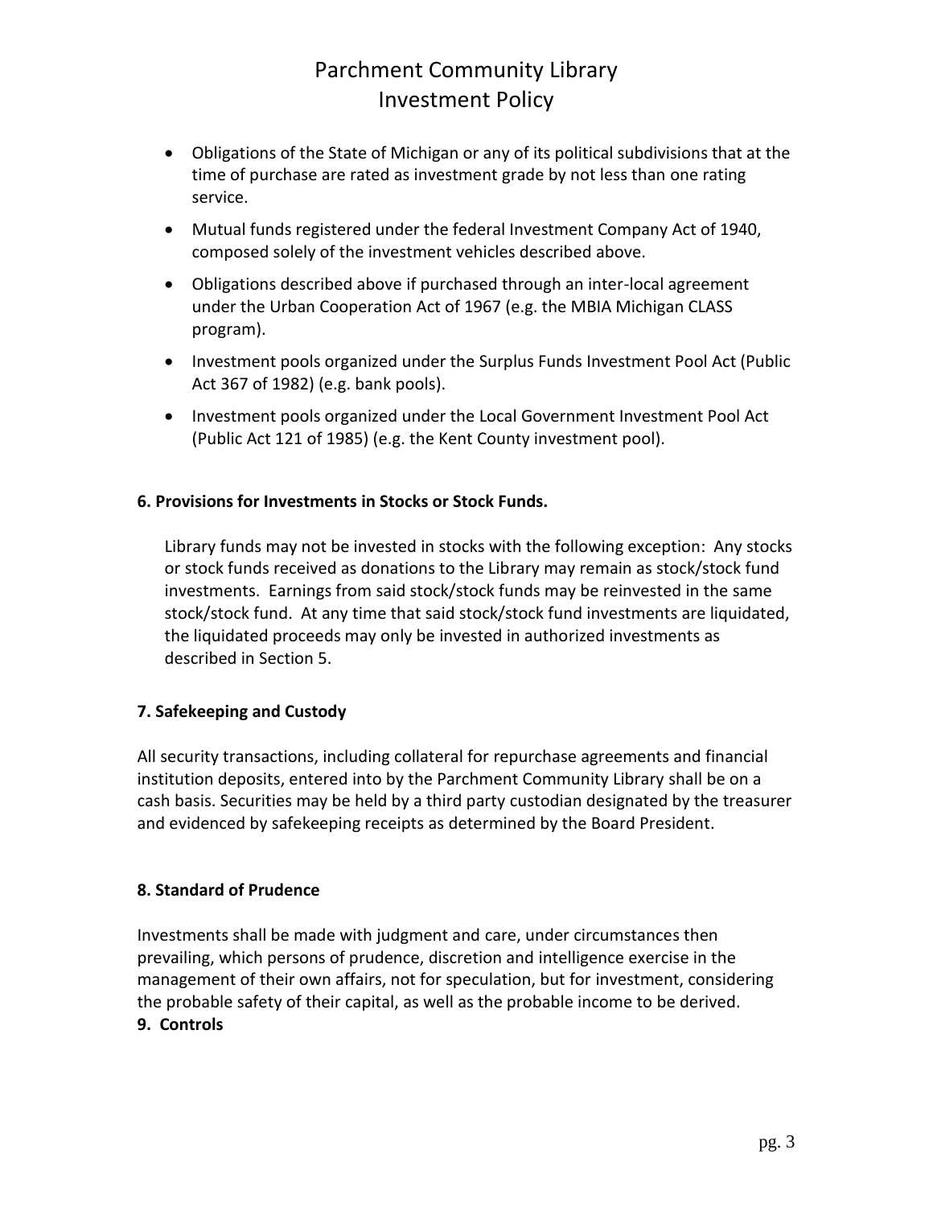- Obligations of the State of Michigan or any of its political subdivisions that at the time of purchase are rated as investment grade by not less than one rating service.
- Mutual funds registered under the federal Investment Company Act of 1940, composed solely of the investment vehicles described above.
- Obligations described above if purchased through an inter-local agreement under the Urban Cooperation Act of 1967 (e.g. the MBIA Michigan CLASS program).
- Investment pools organized under the Surplus Funds Investment Pool Act (Public Act 367 of 1982) (e.g. bank pools).
- Investment pools organized under the Local Government Investment Pool Act (Public Act 121 of 1985) (e.g. the Kent County investment pool).

**6. Provisions for Investments in Stocks or Stock Funds.**

Library funds may not be invested in stocks with the following exception: Any stocks or stock funds received as donations to the Library may remain as stock/stock fund investments. Earnings from said stock/stock funds may be reinvested in the same stock/stock fund. At any time that said stock/stock fund investments are liquidated, the liquidated proceeds may only be invested in authorized investments as described in Section 5.

**7. Safekeeping and Custody**

All security transactions, including collateral for repurchase agreements and financial institution deposits, entered into by the Parchment Community Library shall be on a cash basis. Securities may be held by a third party custodian designated by the treasurer and evidenced by safekeeping receipts as determined by the Board President.

**8. Standard of Prudence**

Investments shall be made with judgment and care, under circumstances then prevailing, which persons of prudence, discretion and intelligence exercise in the management of their own affairs, not for speculation, but for investment, considering the probable safety of their capital, as well as the probable income to be derived.

**9. Controls**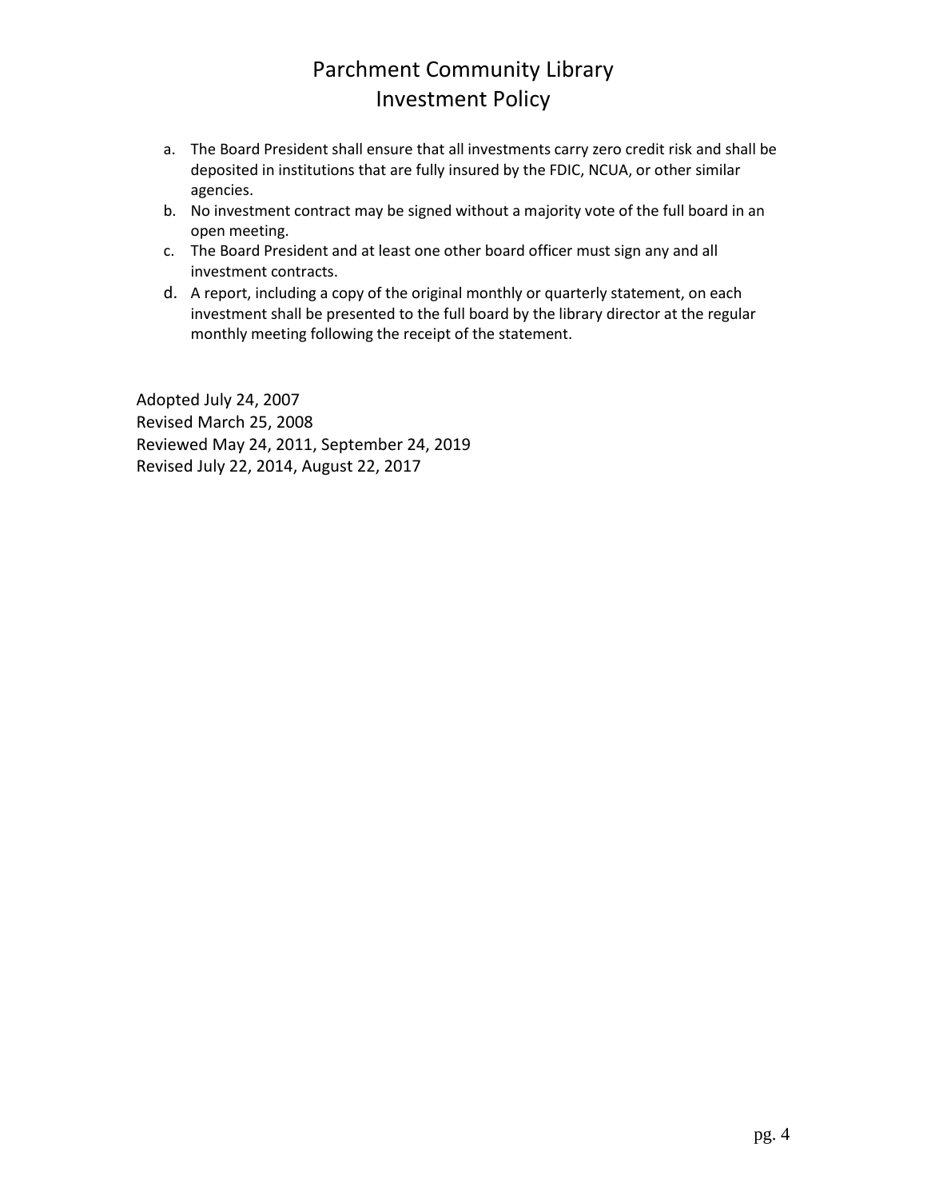# Parchment Community Library
# Investment Policy

a. The Board President shall ensure that all investments carry zero credit risk and shall be deposited in institutions that are fully insured by the FDIC, NCUA, or other similar agencies.
b. No investment contract may be signed without a majority vote of the full board in an open meeting.
c. The Board President and at least one other board officer must sign any and all investment contracts.
d. A report, including a copy of the original monthly or quarterly statement, on each investment shall be presented to the full board by the library director at the regular monthly meeting following the receipt of the statement.

Adopted July 24, 2007
Revised March 25, 2008
Reviewed May 24, 2011, September 24, 2019
Revised July 22, 2014, August 22, 2017